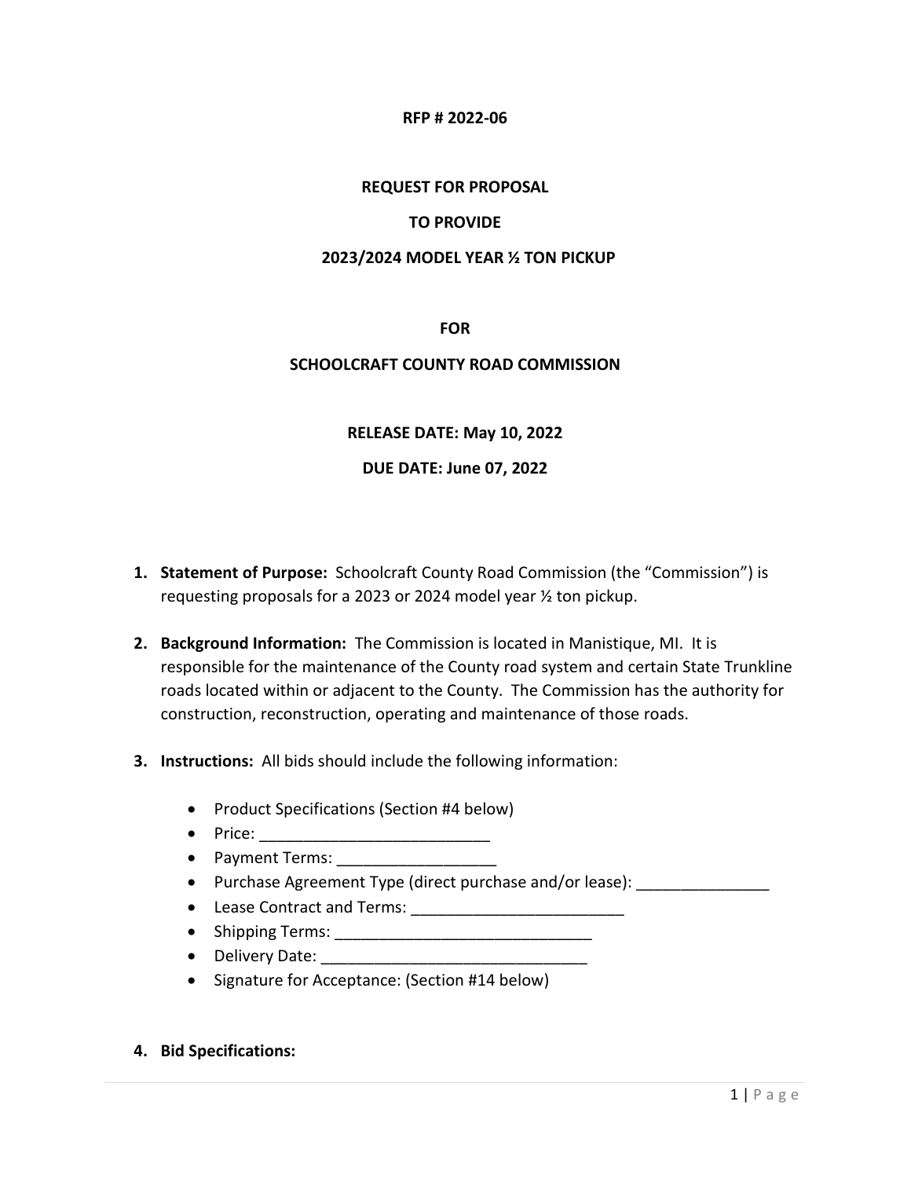**RFP # 2022-06**

**REQUEST FOR PROPOSAL**

**TO PROVIDE**

**2023/2024 MODEL YEAR ½ TON PICKUP**

**FOR**

**SCHOOLCRAFT COUNTY ROAD COMMISSION**

**RELEASE DATE: May 10, 2022**

**DUE DATE: June 07, 2022**

1. **Statement of Purpose:** Schoolcraft County Road Commission (the "Commission") is requesting proposals for a 2023 or 2024 model year ½ ton pickup.

2. **Background Information:** The Commission is located in Manistique, MI. It is responsible for the maintenance of the County road system and certain State Trunkline roads located within or adjacent to the County. The Commission has the authority for construction, reconstruction, operating and maintenance of those roads.

3. **Instructions:** All bids should include the following information:

   - Product Specifications (Section #4 below)
   - Price: __________________________
   - Payment Terms: __________________
   - Purchase Agreement Type (direct purchase and/or lease): _______________
   - Lease Contract and Terms: ________________________
   - Shipping Terms: ______________________________
   - Delivery Date: ______________________________
   - Signature for Acceptance: (Section #14 below)

4. **Bid Specifications:**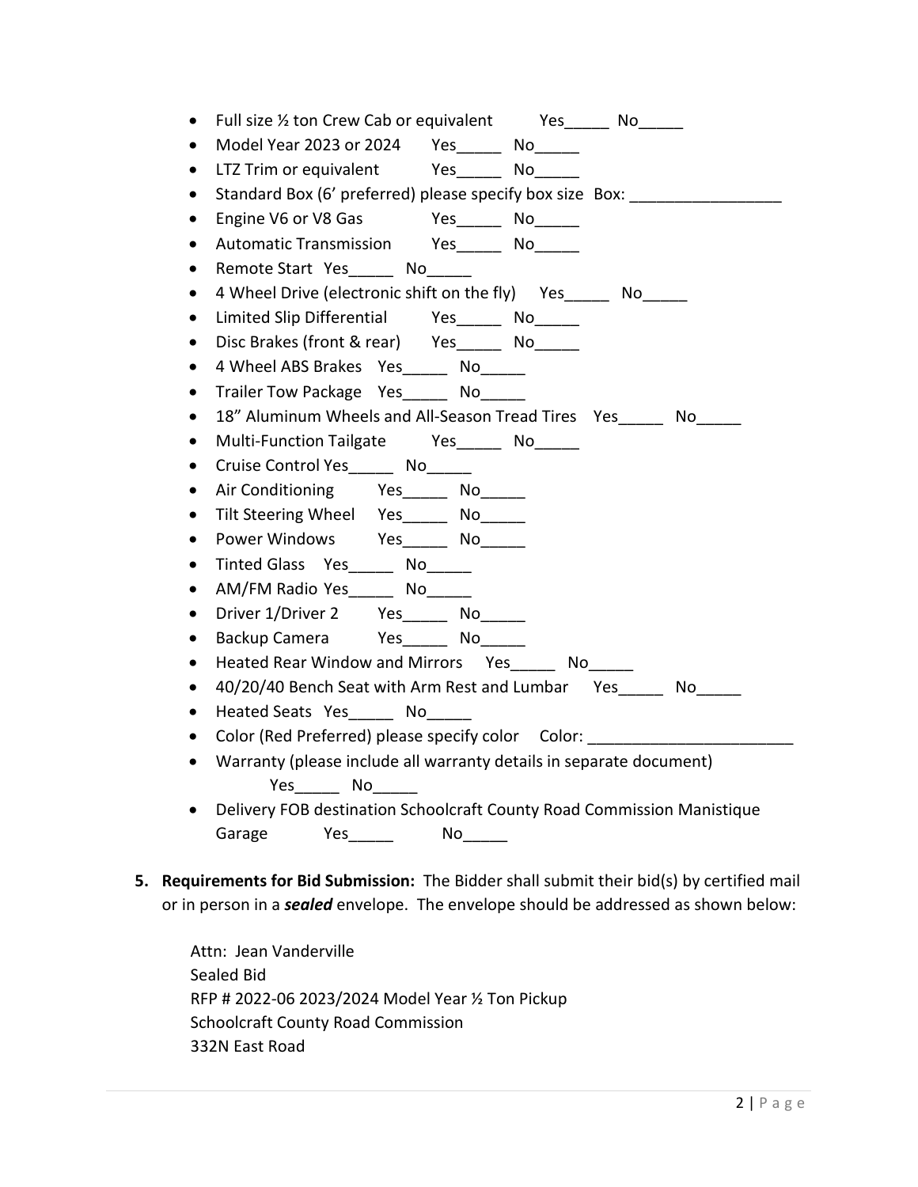- Full size ½ ton Crew Cab or equivalent Yes_____ No_____
- Model Year 2023 or 2024 Yes_____ No_____
- LTZ Trim or equivalent Yes_____ No_____
- Standard Box (6' preferred) please specify box size Box: _________________
- Engine V6 or V8 Gas Yes_____ No_____
- Automatic Transmission Yes_____ No_____
- Remote Start Yes_____ No_____
- 4 Wheel Drive (electronic shift on the fly) Yes_____ No_____
- Limited Slip Differential Yes_____ No_____
- Disc Brakes (front & rear) Yes_____ No_____
- 4 Wheel ABS Brakes Yes_____ No_____
- Trailer Tow Package Yes_____ No_____
- 18" Aluminum Wheels and All-Season Tread Tires Yes_____ No_____
- Multi-Function Tailgate Yes_____ No_____
- Cruise Control Yes_____ No_____
- Air Conditioning Yes_____ No_____
- Tilt Steering Wheel Yes_____ No_____
- Power Windows Yes_____ No_____
- Tinted Glass Yes_____ No_____
- AM/FM Radio Yes_____ No_____
- Driver 1/Driver 2 Yes_____ No_____
- Backup Camera Yes_____ No_____
- Heated Rear Window and Mirrors Yes_____ No_____
- 40/20/40 Bench Seat with Arm Rest and Lumbar Yes_____ No_____
- Heated Seats Yes_____ No_____
- Color (Red Preferred) please specify color Color: _______________________
- Warranty (please include all warranty details in separate document) Yes_____ No_____
- Delivery FOB destination Schoolcraft County Road Commission Manistique Garage Yes_____ No_____

5. **Requirements for Bid Submission:** The Bidder shall submit their bid(s) by certified mail or in person in a ***sealed*** envelope. The envelope should be addressed as shown below:

   Attn: Jean Vanderville
   Sealed Bid
   RFP # 2022-06 2023/2024 Model Year ½ Ton Pickup
   Schoolcraft County Road Commission
   332N East Road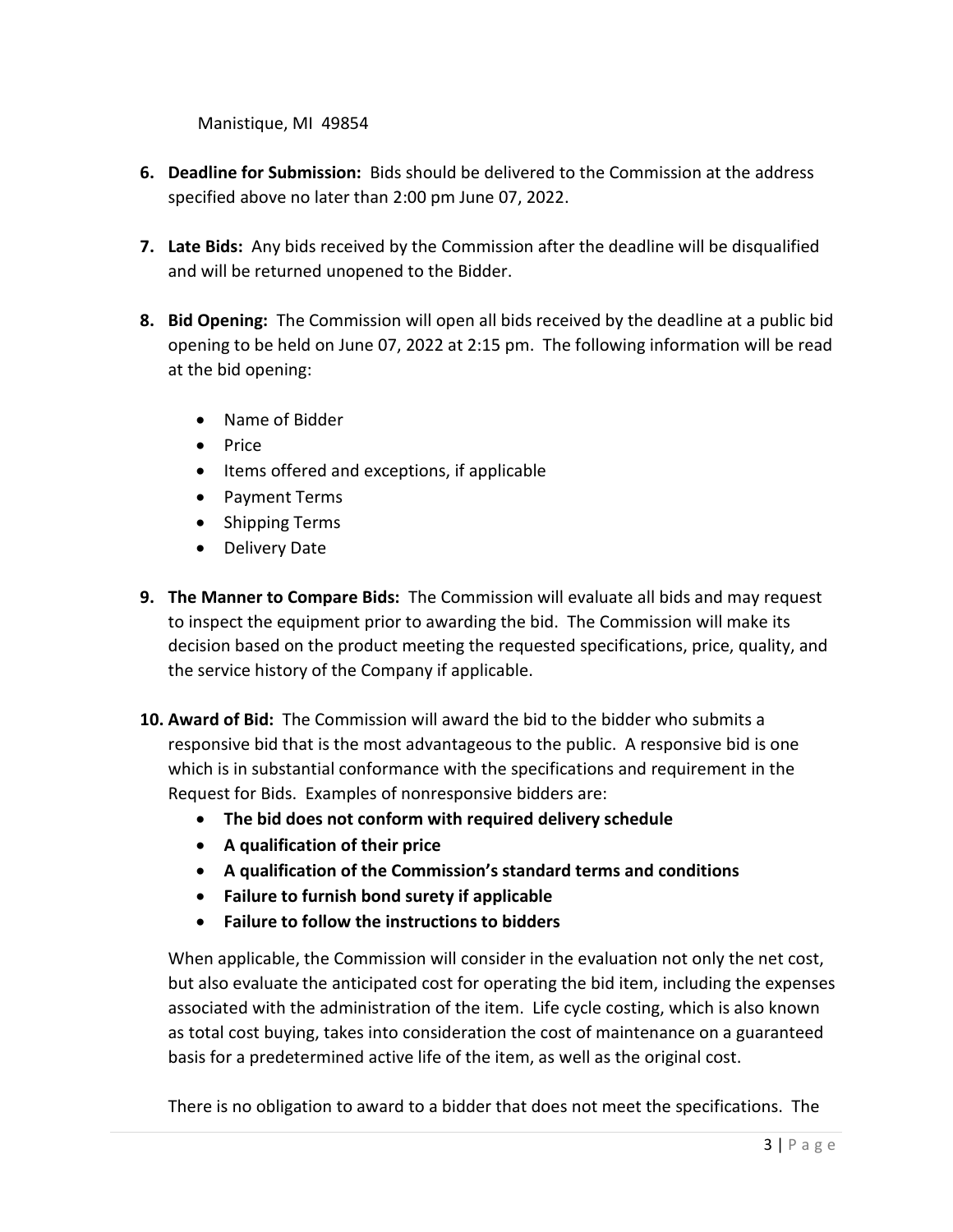Manistique, MI 49854

6. **Deadline for Submission:** Bids should be delivered to the Commission at the address specified above no later than 2:00 pm June 07, 2022.

7. **Late Bids:** Any bids received by the Commission after the deadline will be disqualified and will be returned unopened to the Bidder.

8. **Bid Opening:** The Commission will open all bids received by the deadline at a public bid opening to be held on June 07, 2022 at 2:15 pm. The following information will be read at the bid opening:

   - Name of Bidder
   - Price
   - Items offered and exceptions, if applicable
   - Payment Terms
   - Shipping Terms
   - Delivery Date

9. **The Manner to Compare Bids:** The Commission will evaluate all bids and may request to inspect the equipment prior to awarding the bid. The Commission will make its decision based on the product meeting the requested specifications, price, quality, and the service history of the Company if applicable.

10. **Award of Bid:** The Commission will award the bid to the bidder who submits a responsive bid that is the most advantageous to the public. A responsive bid is one which is in substantial conformance with the specifications and requirement in the Request for Bids. Examples of nonresponsive bidders are:
    - **The bid does not conform with required delivery schedule**
    - **A qualification of their price**
    - **A qualification of the Commission's standard terms and conditions**
    - **Failure to furnish bond surety if applicable**
    - **Failure to follow the instructions to bidders**

    When applicable, the Commission will consider in the evaluation not only the net cost, but also evaluate the anticipated cost for operating the bid item, including the expenses associated with the administration of the item. Life cycle costing, which is also known as total cost buying, takes into consideration the cost of maintenance on a guaranteed basis for a predetermined active life of the item, as well as the original cost.

    There is no obligation to award to a bidder that does not meet the specifications. The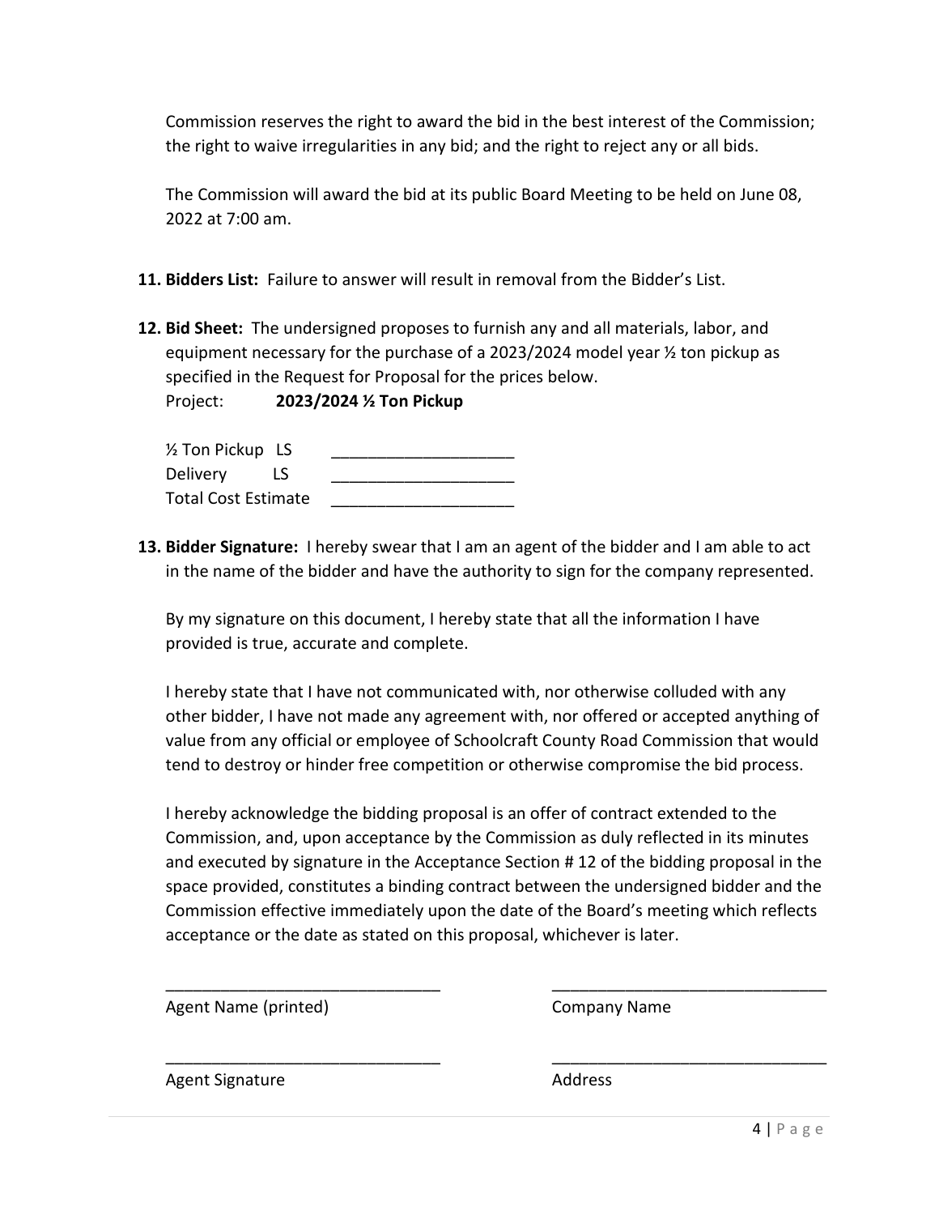Commission reserves the right to award the bid in the best interest of the Commission; the right to waive irregularities in any bid; and the right to reject any or all bids.

The Commission will award the bid at its public Board Meeting to be held on June 08, 2022 at 7:00 am.

**11. Bidders List:** Failure to answer will result in removal from the Bidder's List.

**12. Bid Sheet:** The undersigned proposes to furnish any and all materials, labor, and equipment necessary for the purchase of a 2023/2024 model year ½ ton pickup as specified in the Request for Proposal for the prices below.

Project: **2023/2024 ½ Ton Pickup**

| | | |
|---|---|---|
| ½ Ton Pickup | LS | ____________________ |
| Delivery | LS | ____________________ |
| Total Cost Estimate | | ____________________ |

**13. Bidder Signature:** I hereby swear that I am an agent of the bidder and I am able to act in the name of the bidder and have the authority to sign for the company represented.

By my signature on this document, I hereby state that all the information I have provided is true, accurate and complete.

I hereby state that I have not communicated with, nor otherwise colluded with any other bidder, I have not made any agreement with, nor offered or accepted anything of value from any official or employee of Schoolcraft County Road Commission that would tend to destroy or hinder free competition or otherwise compromise the bid process.

I hereby acknowledge the bidding proposal is an offer of contract extended to the Commission, and, upon acceptance by the Commission as duly reflected in its minutes and executed by signature in the Acceptance Section # 12 of the bidding proposal in the space provided, constitutes a binding contract between the undersigned bidder and the Commission effective immediately upon the date of the Board's meeting which reflects acceptance or the date as stated on this proposal, whichever is later.

______________________________
Agent Name (printed)

______________________________
Company Name

______________________________
Agent Signature

______________________________
Address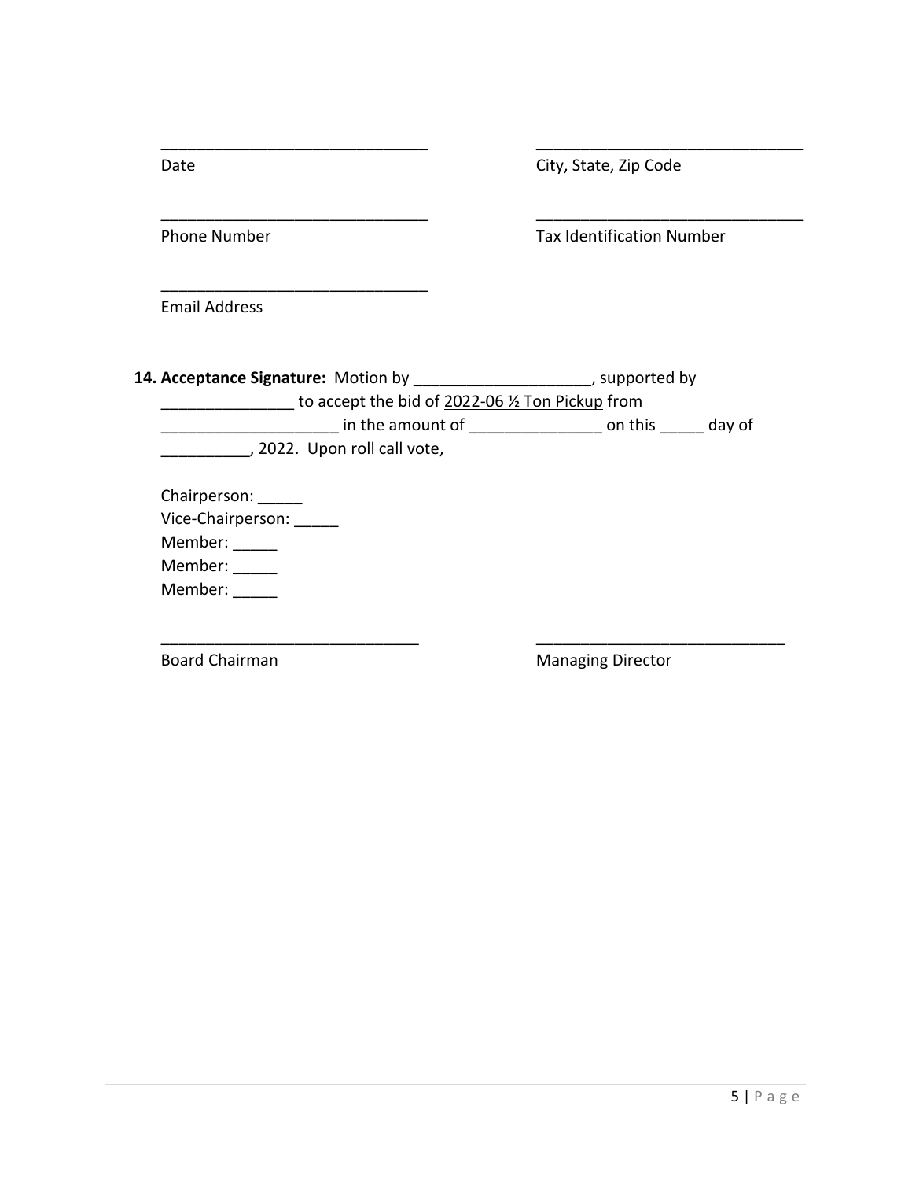______________________________ Date

______________________________ City, State, Zip Code

______________________________ Phone Number

______________________________ Tax Identification Number

______________________________ Email Address

**14. Acceptance Signature:** Motion by ____________________, supported by _______________ to accept the bid of <u>2022-06 ½ Ton Pickup</u> from ____________________ in the amount of _______________ on this _____ day of __________, 2022. Upon roll call vote,

Chairperson: _____
Vice-Chairperson: _____
Member: _____
Member: _____
Member: _____

______________________________ Board Chairman

______________________________ Managing Director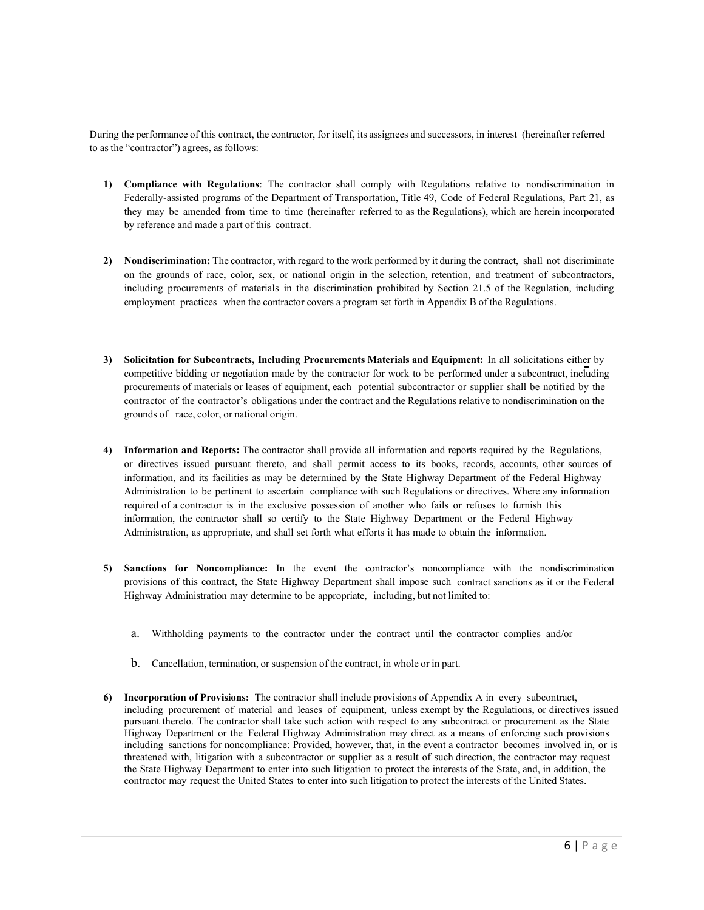During the performance of this contract, the contractor, for itself, its assignees and successors, in interest (hereinafter referred to as the "contractor") agrees, as follows:

1) **Compliance with Regulations**: The contractor shall comply with Regulations relative to nondiscrimination in Federally-assisted programs of the Department of Transportation, Title 49, Code of Federal Regulations, Part 21, as they may be amended from time to time (hereinafter referred to as the Regulations), which are herein incorporated by reference and made a part of this contract.

2) **Nondiscrimination:** The contractor, with regard to the work performed by it during the contract, shall not discriminate on the grounds of race, color, sex, or national origin in the selection, retention, and treatment of subcontractors, including procurements of materials in the discrimination prohibited by Section 21.5 of the Regulation, including employment practices when the contractor covers a program set forth in Appendix B of the Regulations.

3) **Solicitation for Subcontracts, Including Procurements Materials and Equipment:** In all solicitations either by competitive bidding or negotiation made by the contractor for work to be performed under a subcontract, including procurements of materials or leases of equipment, each potential subcontractor or supplier shall be notified by the contractor of the contractor's obligations under the contract and the Regulations relative to nondiscrimination on the grounds of race, color, or national origin.

4) **Information and Reports:** The contractor shall provide all information and reports required by the Regulations, or directives issued pursuant thereto, and shall permit access to its books, records, accounts, other sources of information, and its facilities as may be determined by the State Highway Department of the Federal Highway Administration to be pertinent to ascertain compliance with such Regulations or directives. Where any information required of a contractor is in the exclusive possession of another who fails or refuses to furnish this information, the contractor shall so certify to the State Highway Department or the Federal Highway Administration, as appropriate, and shall set forth what efforts it has made to obtain the information.

5) **Sanctions for Noncompliance:** In the event the contractor's noncompliance with the nondiscrimination provisions of this contract, the State Highway Department shall impose such contract sanctions as it or the Federal Highway Administration may determine to be appropriate, including, but not limited to:

   a. Withholding payments to the contractor under the contract until the contractor complies and/or

   b. Cancellation, termination, or suspension of the contract, in whole or in part.

6) **Incorporation of Provisions:** The contractor shall include provisions of Appendix A in every subcontract, including procurement of material and leases of equipment, unless exempt by the Regulations, or directives issued pursuant thereto. The contractor shall take such action with respect to any subcontract or procurement as the State Highway Department or the Federal Highway Administration may direct as a means of enforcing such provisions including sanctions for noncompliance: Provided, however, that, in the event a contractor becomes involved in, or is threatened with, litigation with a subcontractor or supplier as a result of such direction, the contractor may request the State Highway Department to enter into such litigation to protect the interests of the State, and, in addition, the contractor may request the United States to enter into such litigation to protect the interests of the United States.